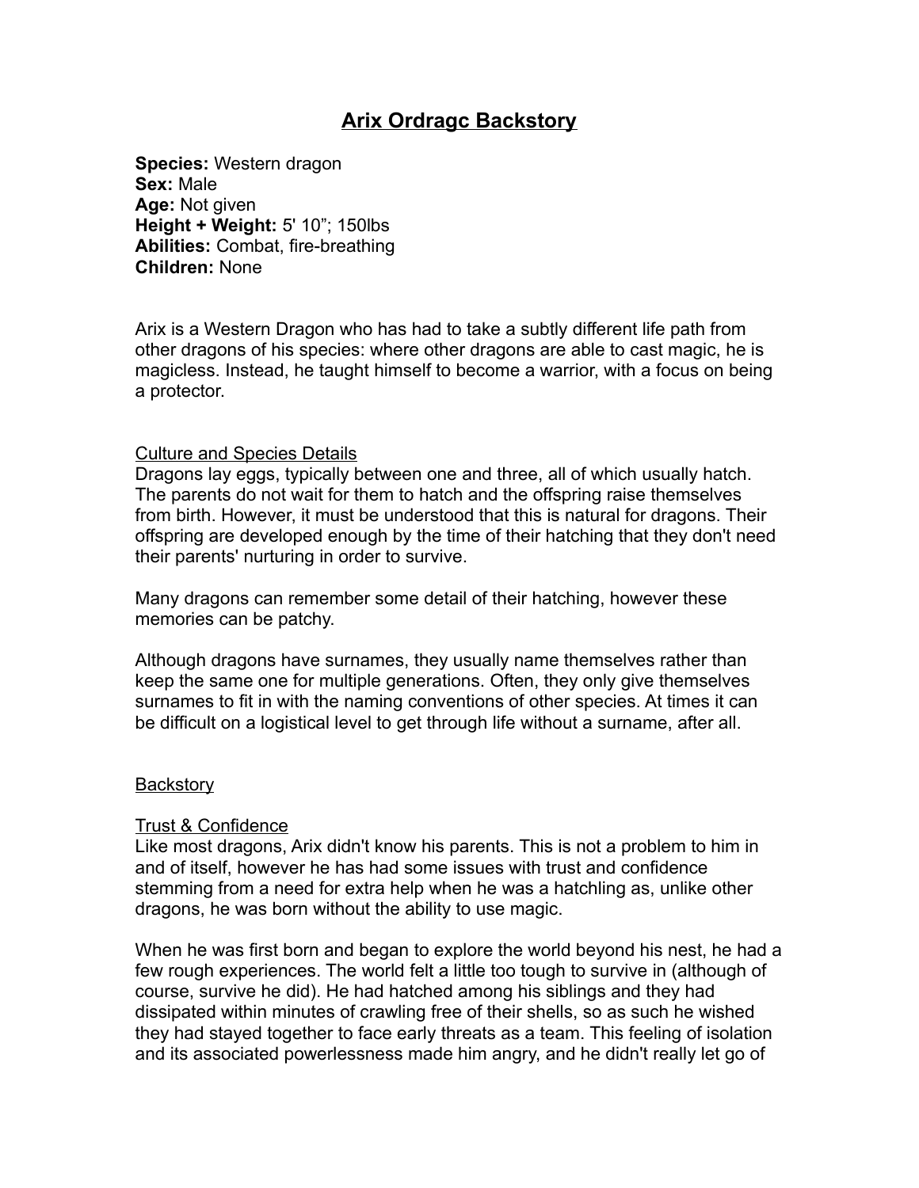# Arix Ordragc Backstory

**Species:** Western dragon
**Sex:** Male
**Age:** Not given
**Height + Weight:** 5' 10"; 150lbs
**Abilities:** Combat, fire-breathing
**Children:** None

Arix is a Western Dragon who has had to take a subtly different life path from other dragons of his species: where other dragons are able to cast magic, he is magicless. Instead, he taught himself to become a warrior, with a focus on being a protector.

## Culture and Species Details

Dragons lay eggs, typically between one and three, all of which usually hatch. The parents do not wait for them to hatch and the offspring raise themselves from birth. However, it must be understood that this is natural for dragons. Their offspring are developed enough by the time of their hatching that they don't need their parents' nurturing in order to survive.

Many dragons can remember some detail of their hatching, however these memories can be patchy.

Although dragons have surnames, they usually name themselves rather than keep the same one for multiple generations. Often, they only give themselves surnames to fit in with the naming conventions of other species. At times it can be difficult on a logistical level to get through life without a surname, after all.

## Backstory

### Trust & Confidence

Like most dragons, Arix didn't know his parents. This is not a problem to him in and of itself, however he has had some issues with trust and confidence stemming from a need for extra help when he was a hatchling as, unlike other dragons, he was born without the ability to use magic.

When he was first born and began to explore the world beyond his nest, he had a few rough experiences. The world felt a little too tough to survive in (although of course, survive he did). He had hatched among his siblings and they had dissipated within minutes of crawling free of their shells, so as such he wished they had stayed together to face early threats as a team. This feeling of isolation and its associated powerlessness made him angry, and he didn't really let go of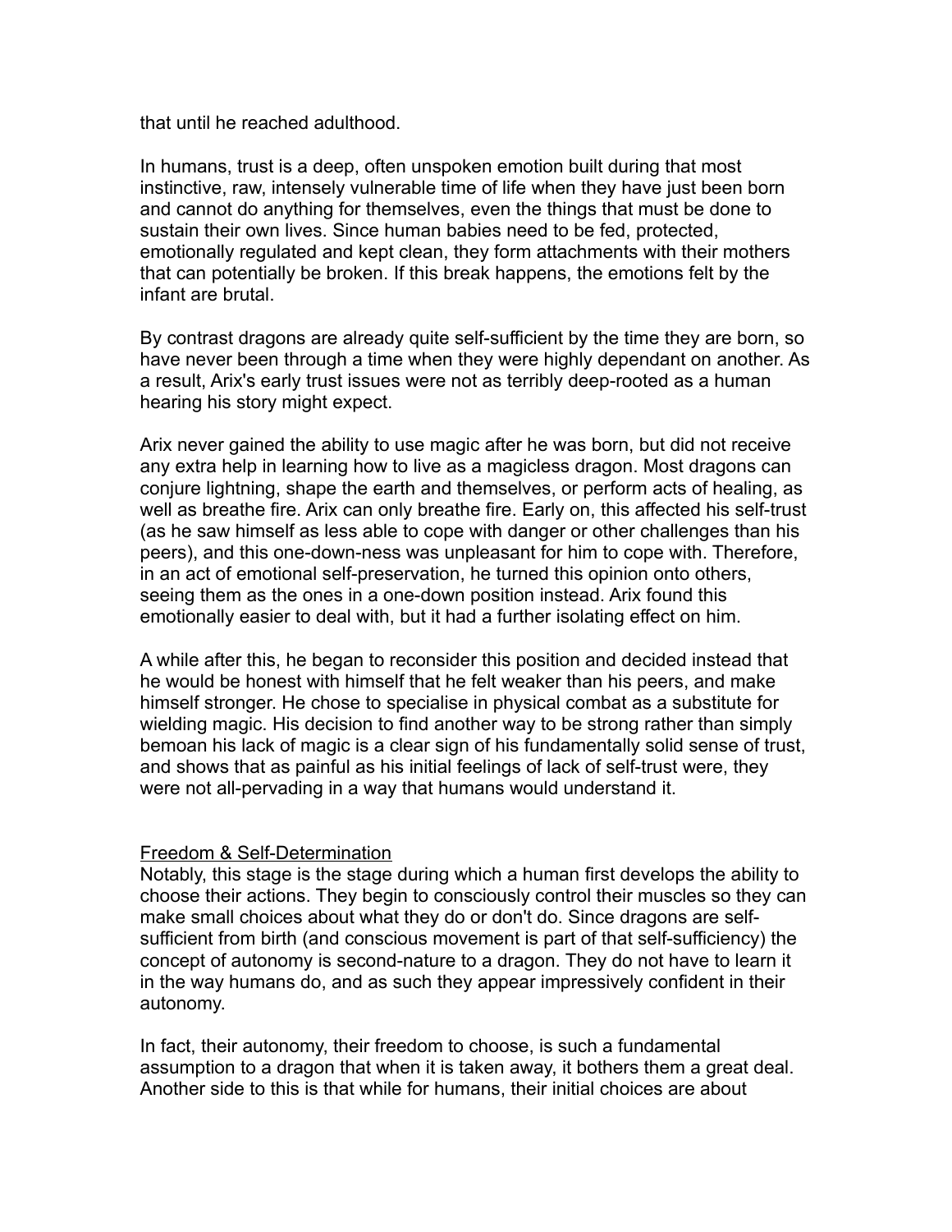that until he reached adulthood.

In humans, trust is a deep, often unspoken emotion built during that most instinctive, raw, intensely vulnerable time of life when they have just been born and cannot do anything for themselves, even the things that must be done to sustain their own lives. Since human babies need to be fed, protected, emotionally regulated and kept clean, they form attachments with their mothers that can potentially be broken. If this break happens, the emotions felt by the infant are brutal.

By contrast dragons are already quite self-sufficient by the time they are born, so have never been through a time when they were highly dependant on another. As a result, Arix's early trust issues were not as terribly deep-rooted as a human hearing his story might expect.

Arix never gained the ability to use magic after he was born, but did not receive any extra help in learning how to live as a magicless dragon. Most dragons can conjure lightning, shape the earth and themselves, or perform acts of healing, as well as breathe fire. Arix can only breathe fire. Early on, this affected his self-trust (as he saw himself as less able to cope with danger or other challenges than his peers), and this one-down-ness was unpleasant for him to cope with. Therefore, in an act of emotional self-preservation, he turned this opinion onto others, seeing them as the ones in a one-down position instead. Arix found this emotionally easier to deal with, but it had a further isolating effect on him.

A while after this, he began to reconsider this position and decided instead that he would be honest with himself that he felt weaker than his peers, and make himself stronger. He chose to specialise in physical combat as a substitute for wielding magic. His decision to find another way to be strong rather than simply bemoan his lack of magic is a clear sign of his fundamentally solid sense of trust, and shows that as painful as his initial feelings of lack of self-trust were, they were not all-pervading in a way that humans would understand it.

## Freedom & Self-Determination

Notably, this stage is the stage during which a human first develops the ability to choose their actions. They begin to consciously control their muscles so they can make small choices about what they do or don't do. Since dragons are self-sufficient from birth (and conscious movement is part of that self-sufficiency) the concept of autonomy is second-nature to a dragon. They do not have to learn it in the way humans do, and as such they appear impressively confident in their autonomy.

In fact, their autonomy, their freedom to choose, is such a fundamental assumption to a dragon that when it is taken away, it bothers them a great deal. Another side to this is that while for humans, their initial choices are about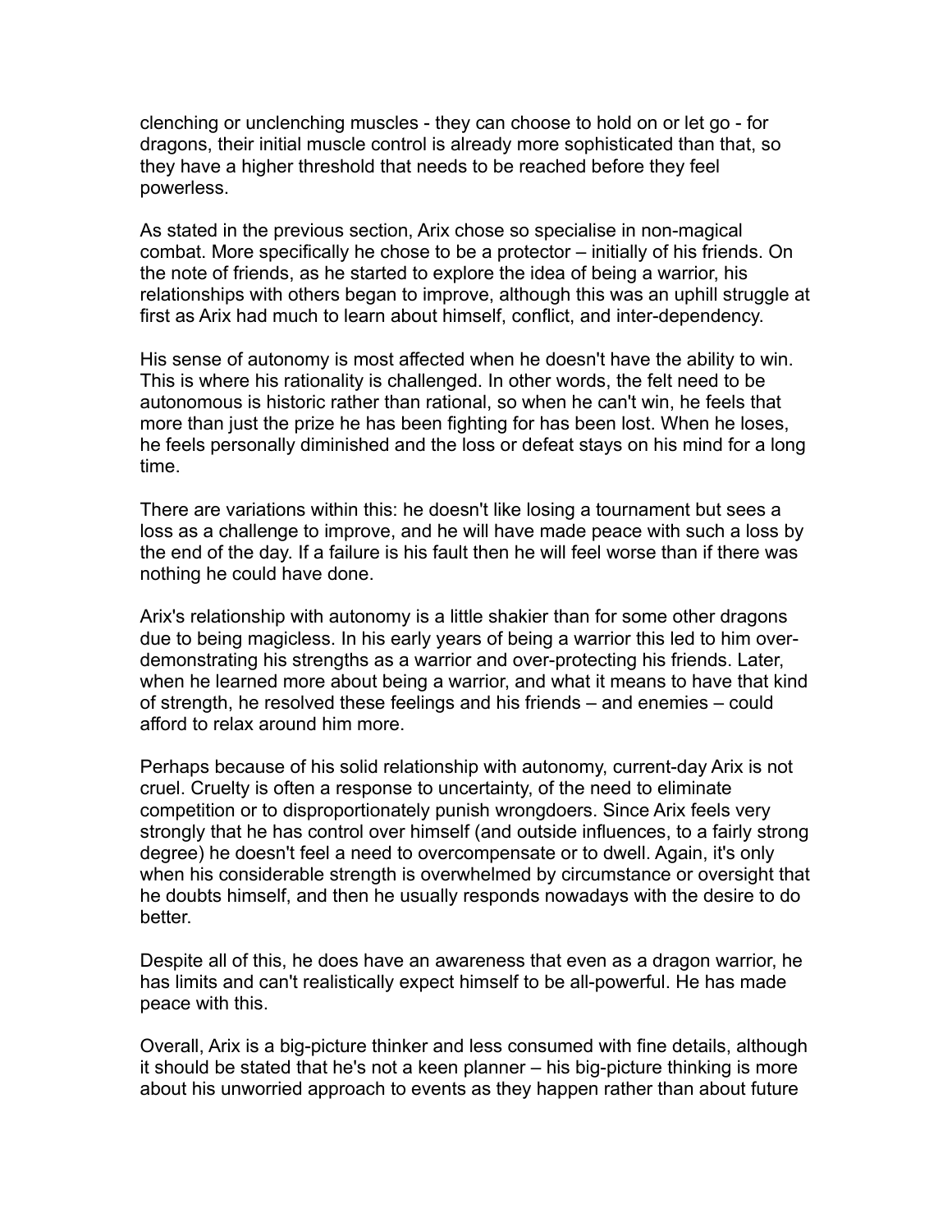clenching or unclenching muscles - they can choose to hold on or let go - for dragons, their initial muscle control is already more sophisticated than that, so they have a higher threshold that needs to be reached before they feel powerless.

As stated in the previous section, Arix chose so specialise in non-magical combat. More specifically he chose to be a protector – initially of his friends. On the note of friends, as he started to explore the idea of being a warrior, his relationships with others began to improve, although this was an uphill struggle at first as Arix had much to learn about himself, conflict, and inter-dependency.

His sense of autonomy is most affected when he doesn't have the ability to win. This is where his rationality is challenged. In other words, the felt need to be autonomous is historic rather than rational, so when he can't win, he feels that more than just the prize he has been fighting for has been lost. When he loses, he feels personally diminished and the loss or defeat stays on his mind for a long time.

There are variations within this: he doesn't like losing a tournament but sees a loss as a challenge to improve, and he will have made peace with such a loss by the end of the day. If a failure is his fault then he will feel worse than if there was nothing he could have done.

Arix's relationship with autonomy is a little shakier than for some other dragons due to being magicless. In his early years of being a warrior this led to him over-demonstrating his strengths as a warrior and over-protecting his friends. Later, when he learned more about being a warrior, and what it means to have that kind of strength, he resolved these feelings and his friends – and enemies – could afford to relax around him more.

Perhaps because of his solid relationship with autonomy, current-day Arix is not cruel. Cruelty is often a response to uncertainty, of the need to eliminate competition or to disproportionately punish wrongdoers. Since Arix feels very strongly that he has control over himself (and outside influences, to a fairly strong degree) he doesn't feel a need to overcompensate or to dwell. Again, it's only when his considerable strength is overwhelmed by circumstance or oversight that he doubts himself, and then he usually responds nowadays with the desire to do better.

Despite all of this, he does have an awareness that even as a dragon warrior, he has limits and can't realistically expect himself to be all-powerful. He has made peace with this.

Overall, Arix is a big-picture thinker and less consumed with fine details, although it should be stated that he's not a keen planner – his big-picture thinking is more about his unworried approach to events as they happen rather than about future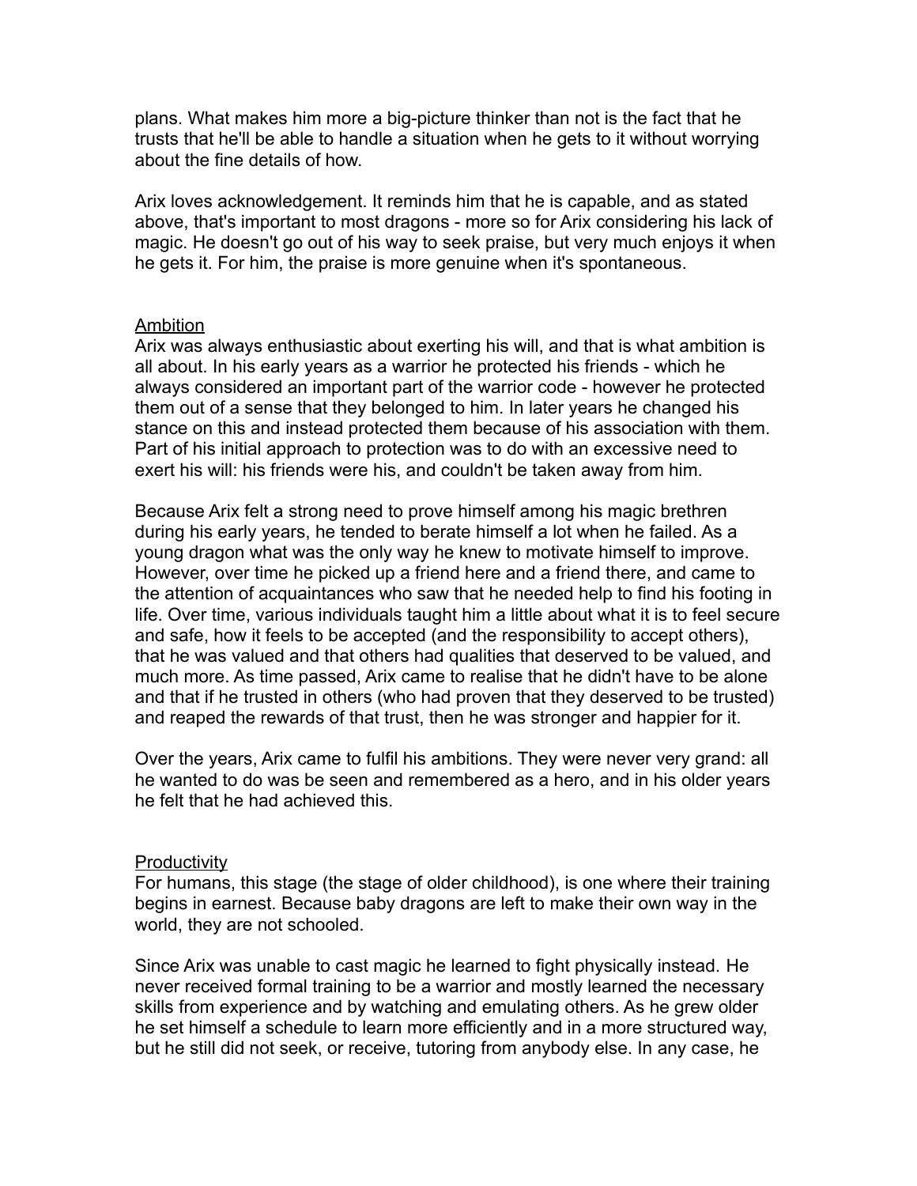plans. What makes him more a big-picture thinker than not is the fact that he trusts that he'll be able to handle a situation when he gets to it without worrying about the fine details of how.

Arix loves acknowledgement. It reminds him that he is capable, and as stated above, that's important to most dragons - more so for Arix considering his lack of magic. He doesn't go out of his way to seek praise, but very much enjoys it when he gets it. For him, the praise is more genuine when it's spontaneous.

## Ambition

Arix was always enthusiastic about exerting his will, and that is what ambition is all about. In his early years as a warrior he protected his friends - which he always considered an important part of the warrior code - however he protected them out of a sense that they belonged to him. In later years he changed his stance on this and instead protected them because of his association with them. Part of his initial approach to protection was to do with an excessive need to exert his will: his friends were his, and couldn't be taken away from him.

Because Arix felt a strong need to prove himself among his magic brethren during his early years, he tended to berate himself a lot when he failed. As a young dragon what was the only way he knew to motivate himself to improve. However, over time he picked up a friend here and a friend there, and came to the attention of acquaintances who saw that he needed help to find his footing in life. Over time, various individuals taught him a little about what it is to feel secure and safe, how it feels to be accepted (and the responsibility to accept others), that he was valued and that others had qualities that deserved to be valued, and much more. As time passed, Arix came to realise that he didn't have to be alone and that if he trusted in others (who had proven that they deserved to be trusted) and reaped the rewards of that trust, then he was stronger and happier for it.

Over the years, Arix came to fulfil his ambitions. They were never very grand: all he wanted to do was be seen and remembered as a hero, and in his older years he felt that he had achieved this.

## Productivity

For humans, this stage (the stage of older childhood), is one where their training begins in earnest. Because baby dragons are left to make their own way in the world, they are not schooled.

Since Arix was unable to cast magic he learned to fight physically instead. He never received formal training to be a warrior and mostly learned the necessary skills from experience and by watching and emulating others. As he grew older he set himself a schedule to learn more efficiently and in a more structured way, but he still did not seek, or receive, tutoring from anybody else. In any case, he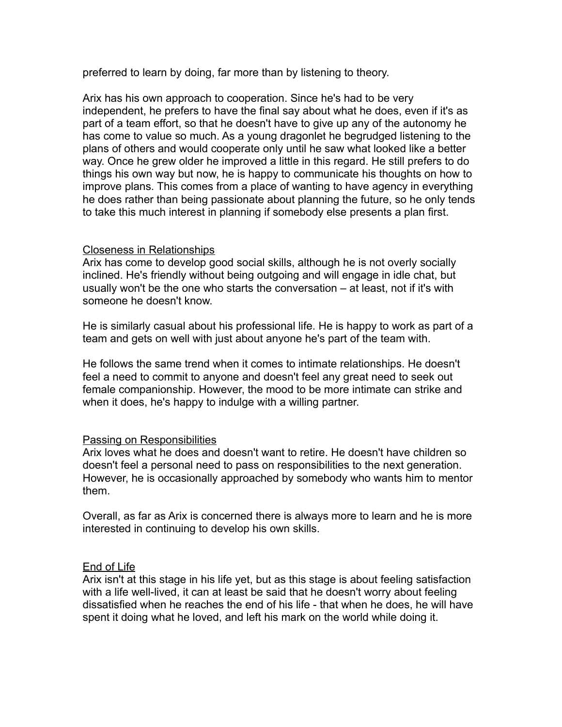preferred to learn by doing, far more than by listening to theory.

Arix has his own approach to cooperation. Since he's had to be very independent, he prefers to have the final say about what he does, even if it's as part of a team effort, so that he doesn't have to give up any of the autonomy he has come to value so much. As a young dragonlet he begrudged listening to the plans of others and would cooperate only until he saw what looked like a better way. Once he grew older he improved a little in this regard. He still prefers to do things his own way but now, he is happy to communicate his thoughts on how to improve plans. This comes from a place of wanting to have agency in everything he does rather than being passionate about planning the future, so he only tends to take this much interest in planning if somebody else presents a plan first.

## Closeness in Relationships

Arix has come to develop good social skills, although he is not overly socially inclined. He's friendly without being outgoing and will engage in idle chat, but usually won't be the one who starts the conversation – at least, not if it's with someone he doesn't know.

He is similarly casual about his professional life. He is happy to work as part of a team and gets on well with just about anyone he's part of the team with.

He follows the same trend when it comes to intimate relationships. He doesn't feel a need to commit to anyone and doesn't feel any great need to seek out female companionship. However, the mood to be more intimate can strike and when it does, he's happy to indulge with a willing partner.

## Passing on Responsibilities

Arix loves what he does and doesn't want to retire. He doesn't have children so doesn't feel a personal need to pass on responsibilities to the next generation. However, he is occasionally approached by somebody who wants him to mentor them.

Overall, as far as Arix is concerned there is always more to learn and he is more interested in continuing to develop his own skills.

## End of Life

Arix isn't at this stage in his life yet, but as this stage is about feeling satisfaction with a life well-lived, it can at least be said that he doesn't worry about feeling dissatisfied when he reaches the end of his life - that when he does, he will have spent it doing what he loved, and left his mark on the world while doing it.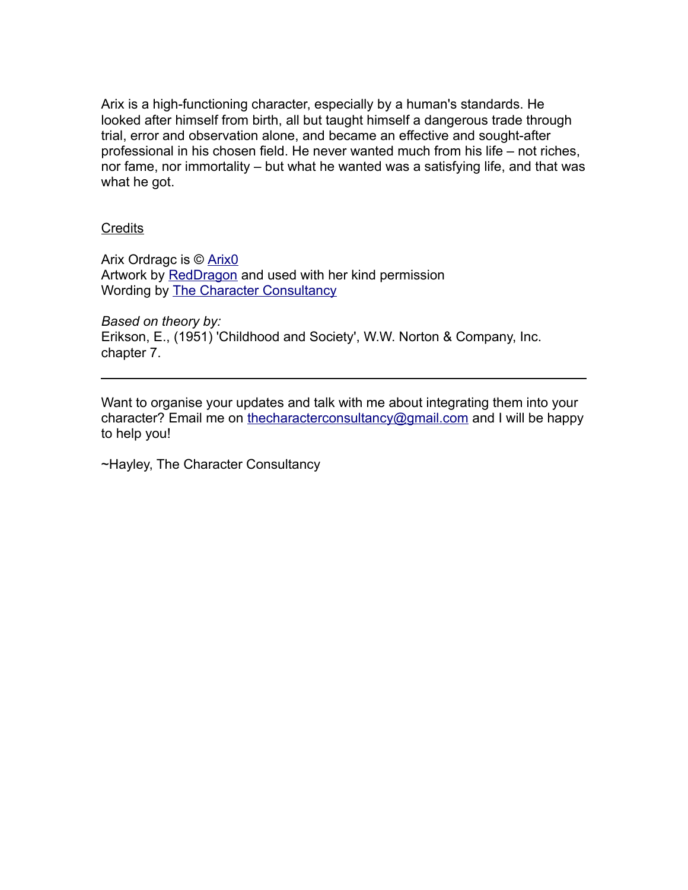Arix is a high-functioning character, especially by a human's standards. He looked after himself from birth, all but taught himself a dangerous trade through trial, error and observation alone, and became an effective and sought-after professional in his chosen field. He never wanted much from his life – not riches, nor fame, nor immortality – but what he wanted was a satisfying life, and that was what he got.

Credits

Arix Ordragc is © Arix0
Artwork by RedDragon and used with her kind permission
Wording by The Character Consultancy

*Based on theory by:*
Erikson, E., (1951) 'Childhood and Society', W.W. Norton & Company, Inc. chapter 7.

---

Want to organise your updates and talk with me about integrating them into your character? Email me on thecharacterconsultancy@gmail.com and I will be happy to help you!

~Hayley, The Character Consultancy